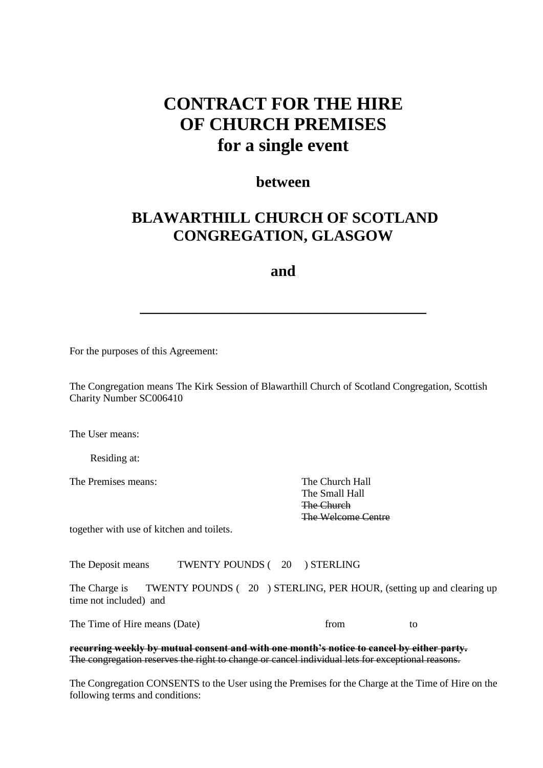# CONTRACT FOR THE HIRE OF CHURCH PREMISES for a single event

## between

## BLAWARTHILL CHURCH OF SCOTLAND CONGREGATION, GLASGOW

## and

\_\_\_\_\_\_\_\_\_\_\_\_\_\_\_\_\_\_\_\_\_\_\_\_\_\_\_\_\_\_\_\_\_\_\_\_\_\_\_\_

For the purposes of this Agreement:

The Congregation means The Kirk Session of Blawarthill Church of Scotland Congregation, Scottish Charity Number SC006410

The User means:

Residing at:

The Premises means:

The Church Hall
The Small Hall
~~The Church~~
~~The Welcome Centre~~

together with use of kitchen and toilets.

The Deposit means TWENTY POUNDS ( 20 ) STERLING

The Charge is TWENTY POUNDS ( 20 ) STERLING, PER HOUR, (setting up and clearing up time not included) and

The Time of Hire means (Date) from to

~~**recurring weekly by mutual consent and with one month's notice to cancel by either party.**~~
~~The congregation reserves the right to change or cancel individual lets for exceptional reasons.~~

The Congregation CONSENTS to the User using the Premises for the Charge at the Time of Hire on the following terms and conditions: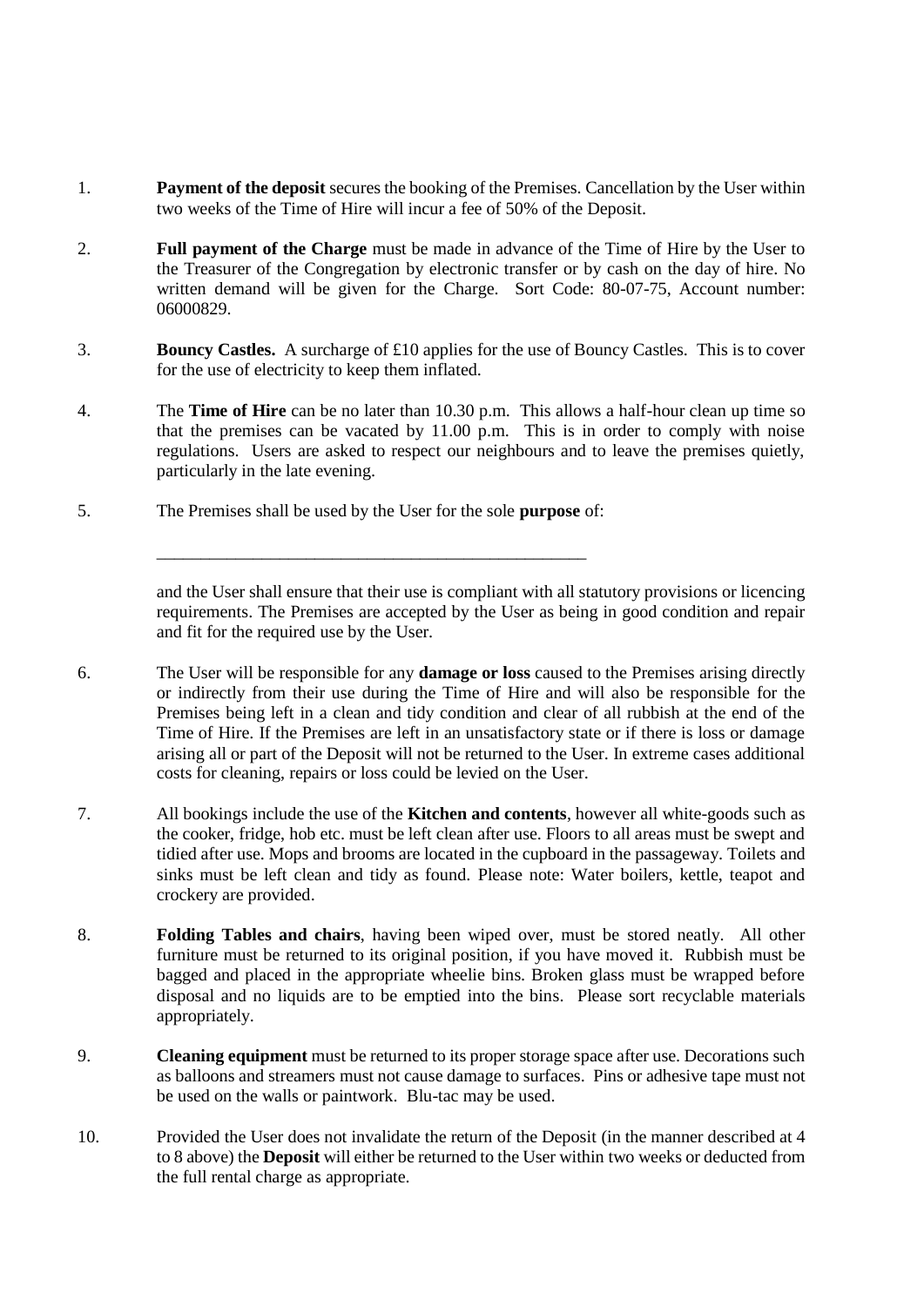1. **Payment of the deposit** secures the booking of the Premises. Cancellation by the User within two weeks of the Time of Hire will incur a fee of 50% of the Deposit.

2. **Full payment of the Charge** must be made in advance of the Time of Hire by the User to the Treasurer of the Congregation by electronic transfer or by cash on the day of hire. No written demand will be given for the Charge. Sort Code: 80-07-75, Account number: 06000829.

3. **Bouncy Castles.** A surcharge of £10 applies for the use of Bouncy Castles. This is to cover for the use of electricity to keep them inflated.

4. The **Time of Hire** can be no later than 10.30 p.m. This allows a half-hour clean up time so that the premises can be vacated by 11.00 p.m. This is in order to comply with noise regulations. Users are asked to respect our neighbours and to leave the premises quietly, particularly in the late evening.

5. The Premises shall be used by the User for the sole **purpose** of:

   ___________________________________________________

   and the User shall ensure that their use is compliant with all statutory provisions or licencing requirements. The Premises are accepted by the User as being in good condition and repair and fit for the required use by the User.

6. The User will be responsible for any **damage or loss** caused to the Premises arising directly or indirectly from their use during the Time of Hire and will also be responsible for the Premises being left in a clean and tidy condition and clear of all rubbish at the end of the Time of Hire. If the Premises are left in an unsatisfactory state or if there is loss or damage arising all or part of the Deposit will not be returned to the User. In extreme cases additional costs for cleaning, repairs or loss could be levied on the User.

7. All bookings include the use of the **Kitchen and contents**, however all white-goods such as the cooker, fridge, hob etc. must be left clean after use. Floors to all areas must be swept and tidied after use. Mops and brooms are located in the cupboard in the passageway. Toilets and sinks must be left clean and tidy as found. Please note: Water boilers, kettle, teapot and crockery are provided.

8. **Folding Tables and chairs**, having been wiped over, must be stored neatly. All other furniture must be returned to its original position, if you have moved it. Rubbish must be bagged and placed in the appropriate wheelie bins. Broken glass must be wrapped before disposal and no liquids are to be emptied into the bins. Please sort recyclable materials appropriately.

9. **Cleaning equipment** must be returned to its proper storage space after use. Decorations such as balloons and streamers must not cause damage to surfaces. Pins or adhesive tape must not be used on the walls or paintwork. Blu-tac may be used.

10. Provided the User does not invalidate the return of the Deposit (in the manner described at 4 to 8 above) the **Deposit** will either be returned to the User within two weeks or deducted from the full rental charge as appropriate.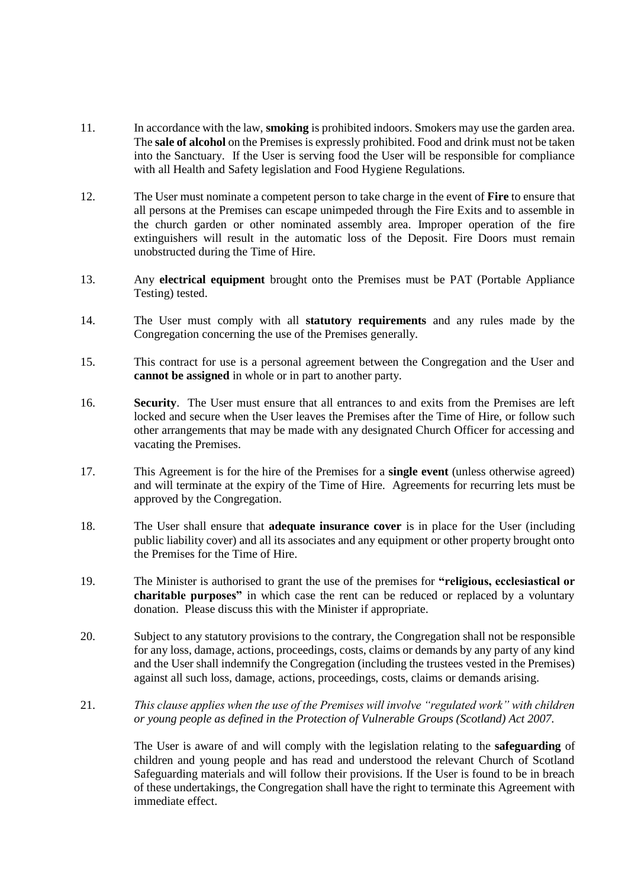11. In accordance with the law, **smoking** is prohibited indoors. Smokers may use the garden area. The **sale of alcohol** on the Premises is expressly prohibited. Food and drink must not be taken into the Sanctuary. If the User is serving food the User will be responsible for compliance with all Health and Safety legislation and Food Hygiene Regulations.

12. The User must nominate a competent person to take charge in the event of **Fire** to ensure that all persons at the Premises can escape unimpeded through the Fire Exits and to assemble in the church garden or other nominated assembly area. Improper operation of the fire extinguishers will result in the automatic loss of the Deposit. Fire Doors must remain unobstructed during the Time of Hire.

13. Any **electrical equipment** brought onto the Premises must be PAT (Portable Appliance Testing) tested.

14. The User must comply with all **statutory requirements** and any rules made by the Congregation concerning the use of the Premises generally.

15. This contract for use is a personal agreement between the Congregation and the User and **cannot be assigned** in whole or in part to another party.

16. **Security**. The User must ensure that all entrances to and exits from the Premises are left locked and secure when the User leaves the Premises after the Time of Hire, or follow such other arrangements that may be made with any designated Church Officer for accessing and vacating the Premises.

17. This Agreement is for the hire of the Premises for a **single event** (unless otherwise agreed) and will terminate at the expiry of the Time of Hire. Agreements for recurring lets must be approved by the Congregation.

18. The User shall ensure that **adequate insurance cover** is in place for the User (including public liability cover) and all its associates and any equipment or other property brought onto the Premises for the Time of Hire.

19. The Minister is authorised to grant the use of the premises for **"religious, ecclesiastical or charitable purposes"** in which case the rent can be reduced or replaced by a voluntary donation. Please discuss this with the Minister if appropriate.

20. Subject to any statutory provisions to the contrary, the Congregation shall not be responsible for any loss, damage, actions, proceedings, costs, claims or demands by any party of any kind and the User shall indemnify the Congregation (including the trustees vested in the Premises) against all such loss, damage, actions, proceedings, costs, claims or demands arising.

21. *This clause applies when the use of the Premises will involve "regulated work" with children or young people as defined in the Protection of Vulnerable Groups (Scotland) Act 2007.*

    The User is aware of and will comply with the legislation relating to the **safeguarding** of children and young people and has read and understood the relevant Church of Scotland Safeguarding materials and will follow their provisions. If the User is found to be in breach of these undertakings, the Congregation shall have the right to terminate this Agreement with immediate effect.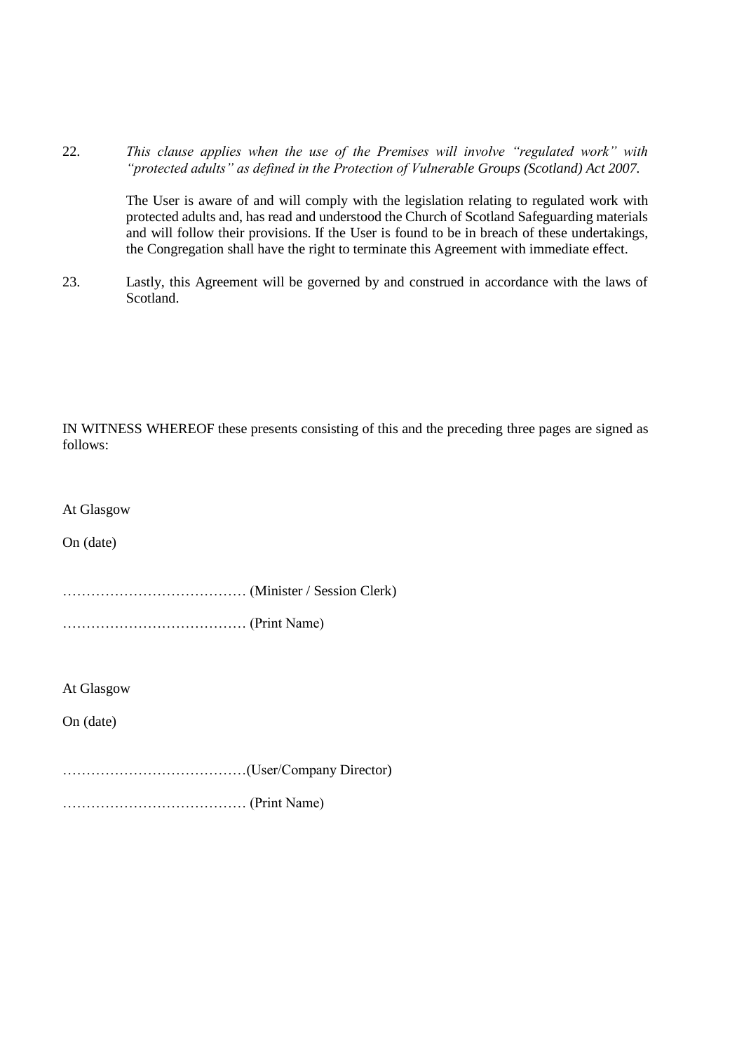22. *This clause applies when the use of the Premises will involve "regulated work" with "protected adults" as defined in the Protection of Vulnerable Groups (Scotland) Act 2007.*

    The User is aware of and will comply with the legislation relating to regulated work with protected adults and, has read and understood the Church of Scotland Safeguarding materials and will follow their provisions. If the User is found to be in breach of these undertakings, the Congregation shall have the right to terminate this Agreement with immediate effect.

23. Lastly, this Agreement will be governed by and construed in accordance with the laws of Scotland.

IN WITNESS WHEREOF these presents consisting of this and the preceding three pages are signed as follows:

At Glasgow

On (date)

………………………………… (Minister / Session Clerk)

………………………………… (Print Name)

At Glasgow

On (date)

…………………………………(User/Company Director)

………………………………… (Print Name)